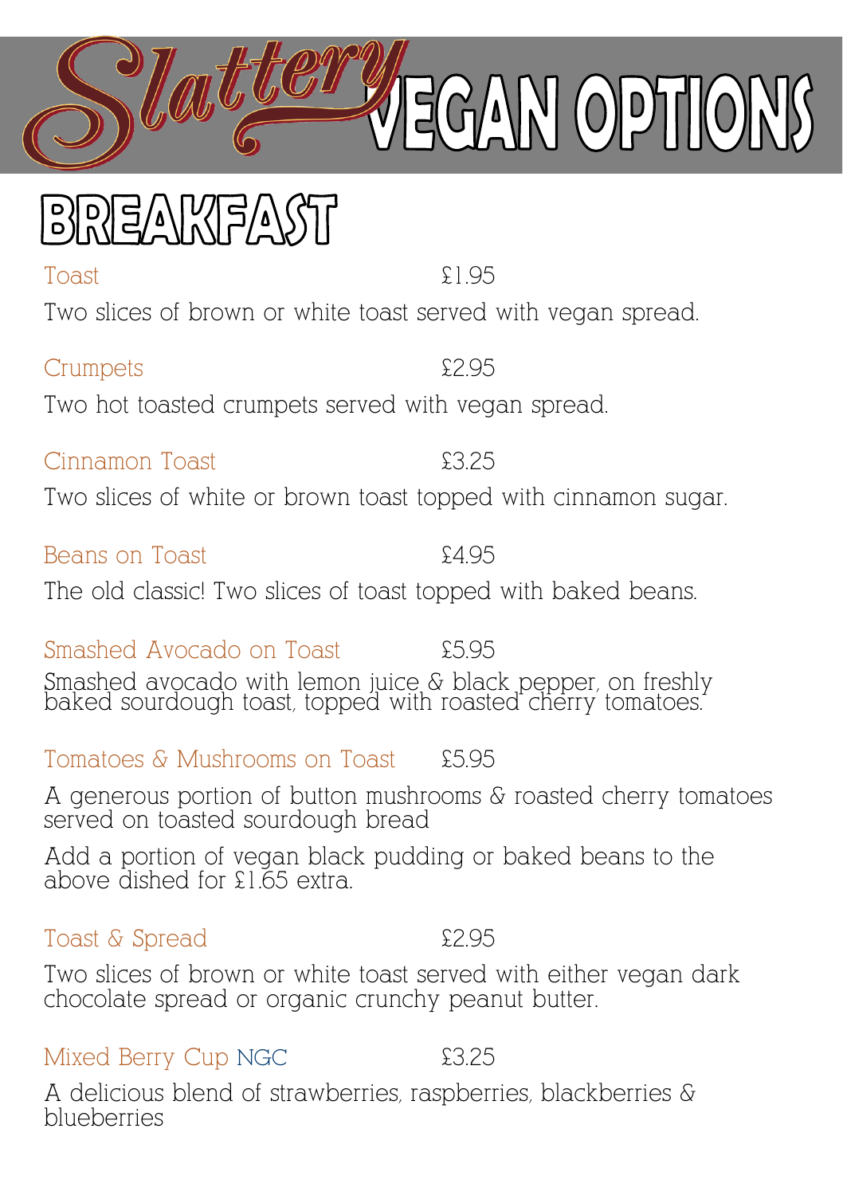# Slattery VEGAN OPTIONS

## BREAKFAST

**Toast** £1.95

Two slices of brown or white toast served with vegan spread.

**Crumpets** £2.95

Two hot toasted crumpets served with vegan spread.

**Cinnamon Toast** £3.25

Two slices of white or brown toast topped with cinnamon sugar.

**Beans on Toast** £4.95

The old classic! Two slices of toast topped with baked beans.

**Smashed Avocado on Toast** £5.95

Smashed avocado with lemon juice & black pepper, on freshly baked sourdough toast, topped with roasted cherry tomatoes.

**Tomatoes & Mushrooms on Toast** £5.95

A generous portion of button mushrooms & roasted cherry tomatoes served on toasted sourdough bread

Add a portion of vegan black pudding or baked beans to the above dished for £1.65 extra.

**Toast & Spread** £2.95

Two slices of brown or white toast served with either vegan dark chocolate spread or organic crunchy peanut butter.

**Mixed Berry Cup** NGC £3.25

A delicious blend of strawberries, raspberries, blackberries & blueberries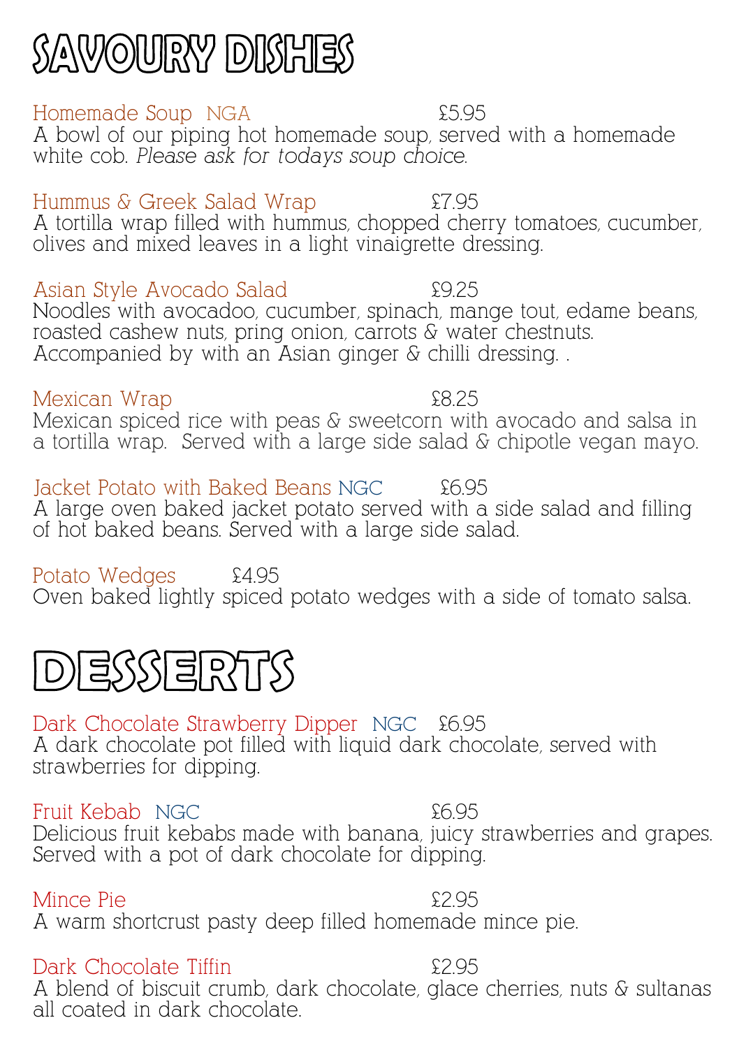# SAVOURY DISHES

Homemade Soup NGA £5.95
A bowl of our piping hot homemade soup, served with a homemade white cob. *Please ask for todays soup choice.*

Hummus & Greek Salad Wrap £7.95
A tortilla wrap filled with hummus, chopped cherry tomatoes, cucumber, olives and mixed leaves in a light vinaigrette dressing.

Asian Style Avocado Salad £9.25
Noodles with avocadoo, cucumber, spinach, mange tout, edame beans, roasted cashew nuts, pring onion, carrots & water chestnuts. Accompanied by with an Asian ginger & chilli dressing. .

Mexican Wrap £8.25
Mexican spiced rice with peas & sweetcorn with avocado and salsa in a tortilla wrap. Served with a large side salad & chipotle vegan mayo.

Jacket Potato with Baked Beans NGC £6.95
A large oven baked jacket potato served with a side salad and filling of hot baked beans. Served with a large side salad.

Potato Wedges £4.95
Oven baked lightly spiced potato wedges with a side of tomato salsa.

# DESSERTS

Dark Chocolate Strawberry Dipper NGC £6.95
A dark chocolate pot filled with liquid dark chocolate, served with strawberries for dipping.

Fruit Kebab NGC £6.95
Delicious fruit kebabs made with banana, juicy strawberries and grapes. Served with a pot of dark chocolate for dipping.

Mince Pie £2.95
A warm shortcrust pasty deep filled homemade mince pie.

Dark Chocolate Tiffin £2.95
A blend of biscuit crumb, dark chocolate, glace cherries, nuts & sultanas all coated in dark chocolate.